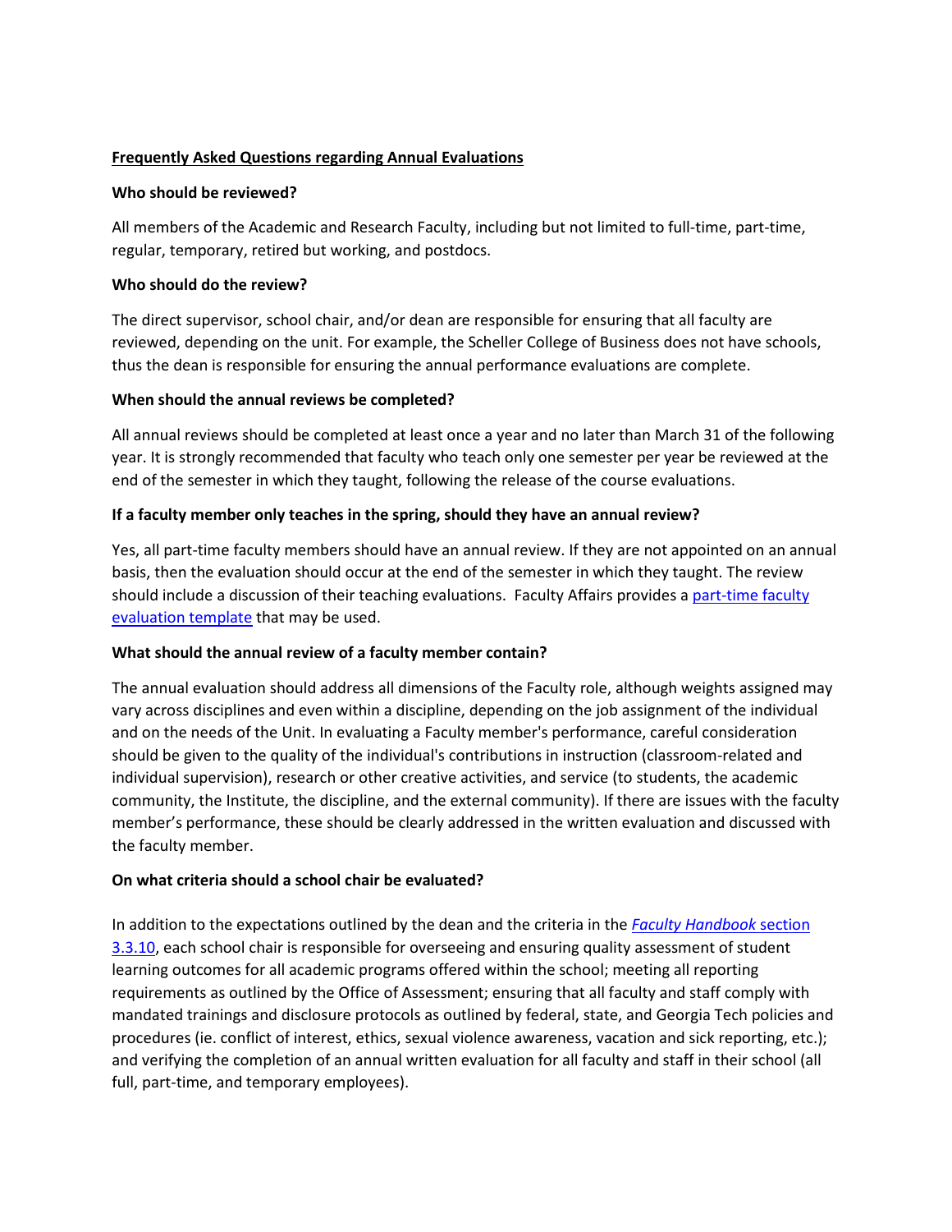# Frequently Asked Questions regarding Annual Evaluations

**Who should be reviewed?**

All members of the Academic and Research Faculty, including but not limited to full-time, part-time, regular, temporary, retired but working, and postdocs.

**Who should do the review?**

The direct supervisor, school chair, and/or dean are responsible for ensuring that all faculty are reviewed, depending on the unit. For example, the Scheller College of Business does not have schools, thus the dean is responsible for ensuring the annual performance evaluations are complete.

**When should the annual reviews be completed?**

All annual reviews should be completed at least once a year and no later than March 31 of the following year. It is strongly recommended that faculty who teach only one semester per year be reviewed at the end of the semester in which they taught, following the release of the course evaluations.

**If a faculty member only teaches in the spring, should they have an annual review?**

Yes, all part-time faculty members should have an annual review. If they are not appointed on an annual basis, then the evaluation should occur at the end of the semester in which they taught. The review should include a discussion of their teaching evaluations. Faculty Affairs provides a part-time faculty evaluation template that may be used.

**What should the annual review of a faculty member contain?**

The annual evaluation should address all dimensions of the Faculty role, although weights assigned may vary across disciplines and even within a discipline, depending on the job assignment of the individual and on the needs of the Unit. In evaluating a Faculty member's performance, careful consideration should be given to the quality of the individual's contributions in instruction (classroom-related and individual supervision), research or other creative activities, and service (to students, the academic community, the Institute, the discipline, and the external community). If there are issues with the faculty member's performance, these should be clearly addressed in the written evaluation and discussed with the faculty member.

**On what criteria should a school chair be evaluated?**

In addition to the expectations outlined by the dean and the criteria in the *Faculty Handbook* section 3.3.10, each school chair is responsible for overseeing and ensuring quality assessment of student learning outcomes for all academic programs offered within the school; meeting all reporting requirements as outlined by the Office of Assessment; ensuring that all faculty and staff comply with mandated trainings and disclosure protocols as outlined by federal, state, and Georgia Tech policies and procedures (ie. conflict of interest, ethics, sexual violence awareness, vacation and sick reporting, etc.); and verifying the completion of an annual written evaluation for all faculty and staff in their school (all full, part-time, and temporary employees).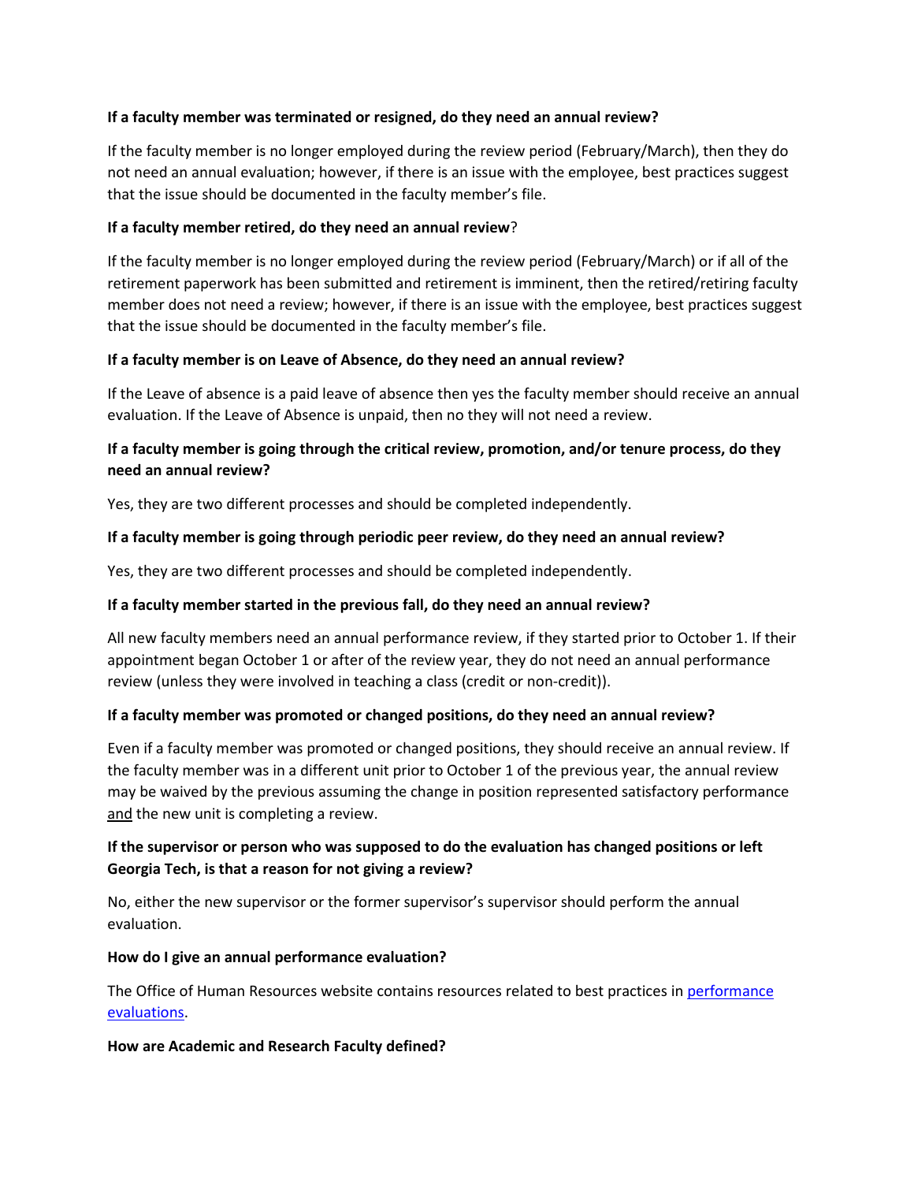**If a faculty member was terminated or resigned, do they need an annual review?**

If the faculty member is no longer employed during the review period (February/March), then they do not need an annual evaluation; however, if there is an issue with the employee, best practices suggest that the issue should be documented in the faculty member's file.

**If a faculty member retired, do they need an annual review**?

If the faculty member is no longer employed during the review period (February/March) or if all of the retirement paperwork has been submitted and retirement is imminent, then the retired/retiring faculty member does not need a review; however, if there is an issue with the employee, best practices suggest that the issue should be documented in the faculty member's file.

**If a faculty member is on Leave of Absence, do they need an annual review?**

If the Leave of absence is a paid leave of absence then yes the faculty member should receive an annual evaluation. If the Leave of Absence is unpaid, then no they will not need a review.

**If a faculty member is going through the critical review, promotion, and/or tenure process, do they need an annual review?**

Yes, they are two different processes and should be completed independently.

**If a faculty member is going through periodic peer review, do they need an annual review?**

Yes, they are two different processes and should be completed independently.

**If a faculty member started in the previous fall, do they need an annual review?**

All new faculty members need an annual performance review, if they started prior to October 1. If their appointment began October 1 or after of the review year, they do not need an annual performance review (unless they were involved in teaching a class (credit or non-credit)).

**If a faculty member was promoted or changed positions, do they need an annual review?**

Even if a faculty member was promoted or changed positions, they should receive an annual review. If the faculty member was in a different unit prior to October 1 of the previous year, the annual review may be waived by the previous assuming the change in position represented satisfactory performance <u>and</u> the new unit is completing a review.

**If the supervisor or person who was supposed to do the evaluation has changed positions or left Georgia Tech, is that a reason for not giving a review?**

No, either the new supervisor or the former supervisor's supervisor should perform the annual evaluation.

**How do I give an annual performance evaluation?**

The Office of Human Resources website contains resources related to best practices in [performance evaluations].

**How are Academic and Research Faculty defined?**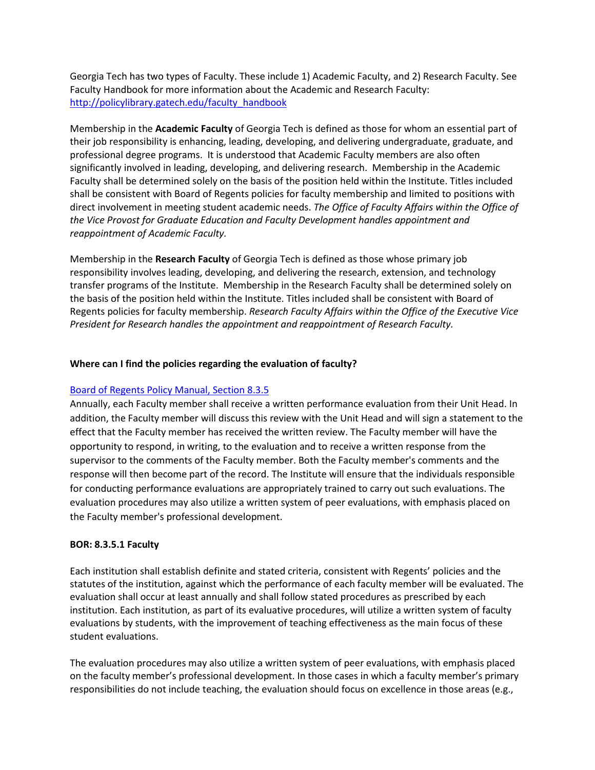Georgia Tech has two types of Faculty. These include 1) Academic Faculty, and 2) Research Faculty. See Faculty Handbook for more information about the Academic and Research Faculty: [http://policylibrary.gatech.edu/faculty_handbook](http://policylibrary.gatech.edu/faculty_handbook)

Membership in the **Academic Faculty** of Georgia Tech is defined as those for whom an essential part of their job responsibility is enhancing, leading, developing, and delivering undergraduate, graduate, and professional degree programs. It is understood that Academic Faculty members are also often significantly involved in leading, developing, and delivering research. Membership in the Academic Faculty shall be determined solely on the basis of the position held within the Institute. Titles included shall be consistent with Board of Regents policies for faculty membership and limited to positions with direct involvement in meeting student academic needs. *The Office of Faculty Affairs within the Office of the Vice Provost for Graduate Education and Faculty Development handles appointment and reappointment of Academic Faculty.*

Membership in the **Research Faculty** of Georgia Tech is defined as those whose primary job responsibility involves leading, developing, and delivering the research, extension, and technology transfer programs of the Institute. Membership in the Research Faculty shall be determined solely on the basis of the position held within the Institute. Titles included shall be consistent with Board of Regents policies for faculty membership. *Research Faculty Affairs within the Office of the Executive Vice President for Research handles the appointment and reappointment of Research Faculty.*

**Where can I find the policies regarding the evaluation of faculty?**

[Board of Regents Policy Manual, Section 8.3.5]()

Annually, each Faculty member shall receive a written performance evaluation from their Unit Head. In addition, the Faculty member will discuss this review with the Unit Head and will sign a statement to the effect that the Faculty member has received the written review. The Faculty member will have the opportunity to respond, in writing, to the evaluation and to receive a written response from the supervisor to the comments of the Faculty member. Both the Faculty member's comments and the response will then become part of the record. The Institute will ensure that the individuals responsible for conducting performance evaluations are appropriately trained to carry out such evaluations. The evaluation procedures may also utilize a written system of peer evaluations, with emphasis placed on the Faculty member's professional development.

**BOR: 8.3.5.1 Faculty**

Each institution shall establish definite and stated criteria, consistent with Regents' policies and the statutes of the institution, against which the performance of each faculty member will be evaluated. The evaluation shall occur at least annually and shall follow stated procedures as prescribed by each institution. Each institution, as part of its evaluative procedures, will utilize a written system of faculty evaluations by students, with the improvement of teaching effectiveness as the main focus of these student evaluations.

The evaluation procedures may also utilize a written system of peer evaluations, with emphasis placed on the faculty member's professional development. In those cases in which a faculty member's primary responsibilities do not include teaching, the evaluation should focus on excellence in those areas (e.g.,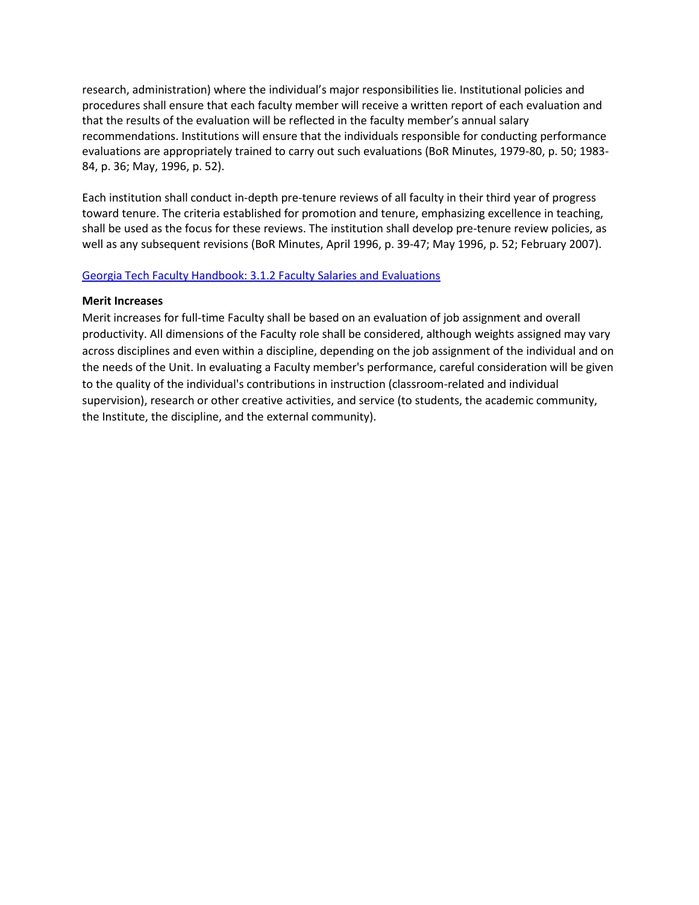research, administration) where the individual's major responsibilities lie. Institutional policies and procedures shall ensure that each faculty member will receive a written report of each evaluation and that the results of the evaluation will be reflected in the faculty member's annual salary recommendations. Institutions will ensure that the individuals responsible for conducting performance evaluations are appropriately trained to carry out such evaluations (BoR Minutes, 1979-80, p. 50; 1983-84, p. 36; May, 1996, p. 52).

Each institution shall conduct in-depth pre-tenure reviews of all faculty in their third year of progress toward tenure. The criteria established for promotion and tenure, emphasizing excellence in teaching, shall be used as the focus for these reviews. The institution shall develop pre-tenure review policies, as well as any subsequent revisions (BoR Minutes, April 1996, p. 39-47; May 1996, p. 52; February 2007).

Georgia Tech Faculty Handbook: 3.1.2 Faculty Salaries and Evaluations

**Merit Increases**

Merit increases for full-time Faculty shall be based on an evaluation of job assignment and overall productivity. All dimensions of the Faculty role shall be considered, although weights assigned may vary across disciplines and even within a discipline, depending on the job assignment of the individual and on the needs of the Unit. In evaluating a Faculty member's performance, careful consideration will be given to the quality of the individual's contributions in instruction (classroom-related and individual supervision), research or other creative activities, and service (to students, the academic community, the Institute, the discipline, and the external community).